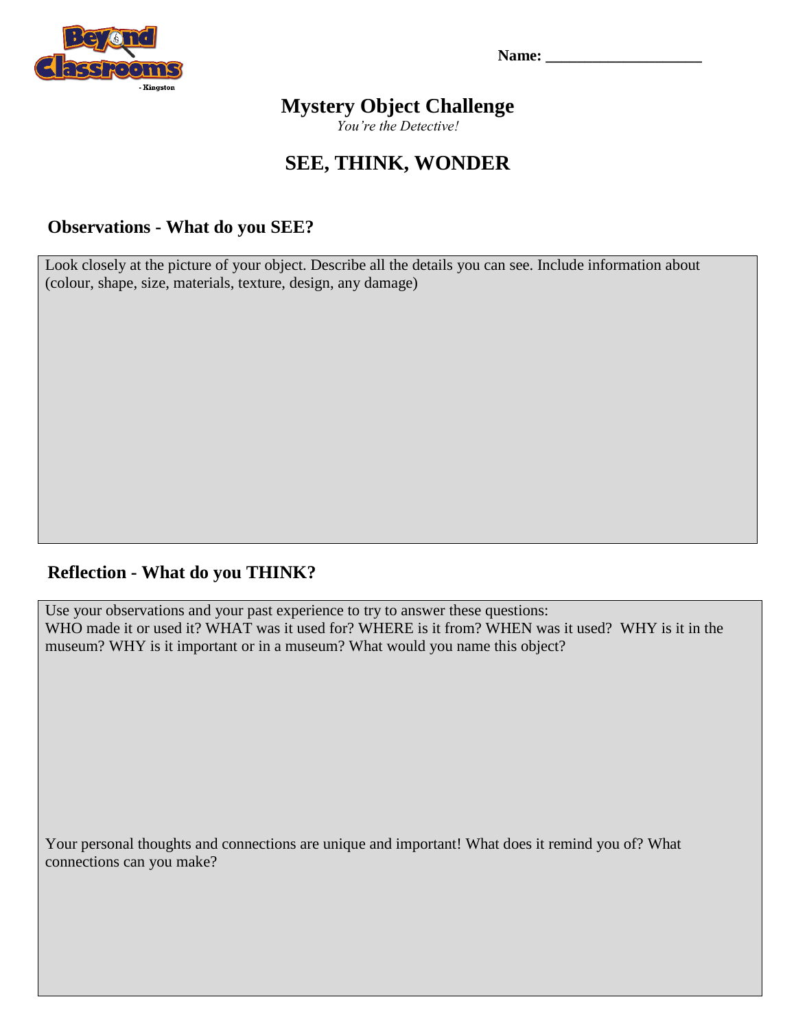Name: ____________________

# Mystery Object Challenge

*You're the Detective!*

## SEE, THINK, WONDER

### Observations - What do you SEE?

Look closely at the picture of your object. Describe all the details you can see. Include information about (colour, shape, size, materials, texture, design, any damage)

### Reflection - What do you THINK?

Use your observations and your past experience to try to answer these questions:
WHO made it or used it? WHAT was it used for? WHERE is it from? WHEN was it used? WHY is it in the museum? WHY is it important or in a museum? What would you name this object?

Your personal thoughts and connections are unique and important! What does it remind you of? What connections can you make?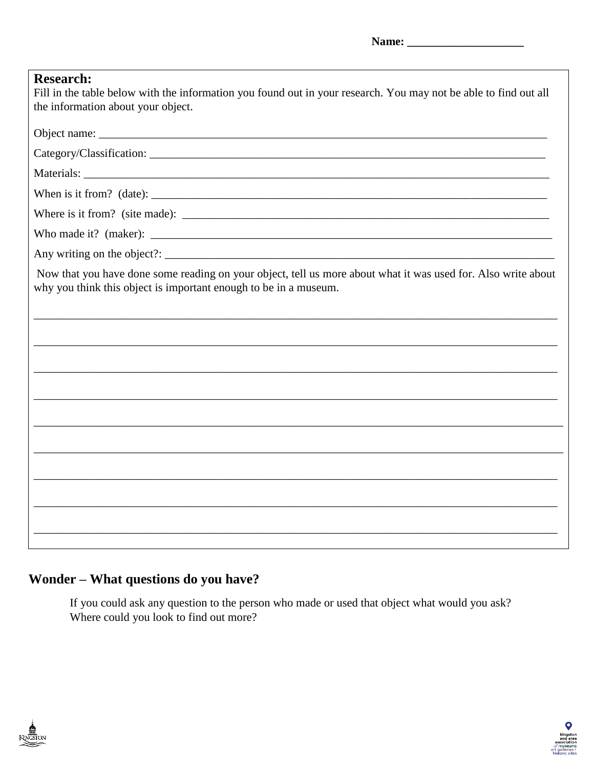**Name: ____________________**

## Research:

Fill in the table below with the information you found out in your research. You may not be able to find out all the information about your object.

Object name: ________________________________________________________________________________

Category/Classification: _________________________________________________________________________

Materials: __________________________________________________________________________________

When is it from? (date): _________________________________________________________________________

Where is it from? (site made): ____________________________________________________________________

Who made it? (maker): __________________________________________________________________________

Any writing on the object?: _______________________________________________________________________

Now that you have done some reading on your object, tell us more about what it was used for. Also write about why you think this object is important enough to be in a museum.

_____________________________________________________________________________________________

_____________________________________________________________________________________________

_____________________________________________________________________________________________

_____________________________________________________________________________________________

_____________________________________________________________________________________________

_____________________________________________________________________________________________

_____________________________________________________________________________________________

_____________________________________________________________________________________________

_____________________________________________________________________________________________

## Wonder – What questions do you have?

If you could ask any question to the person who made or used that object what would you ask?
Where could you look to find out more?